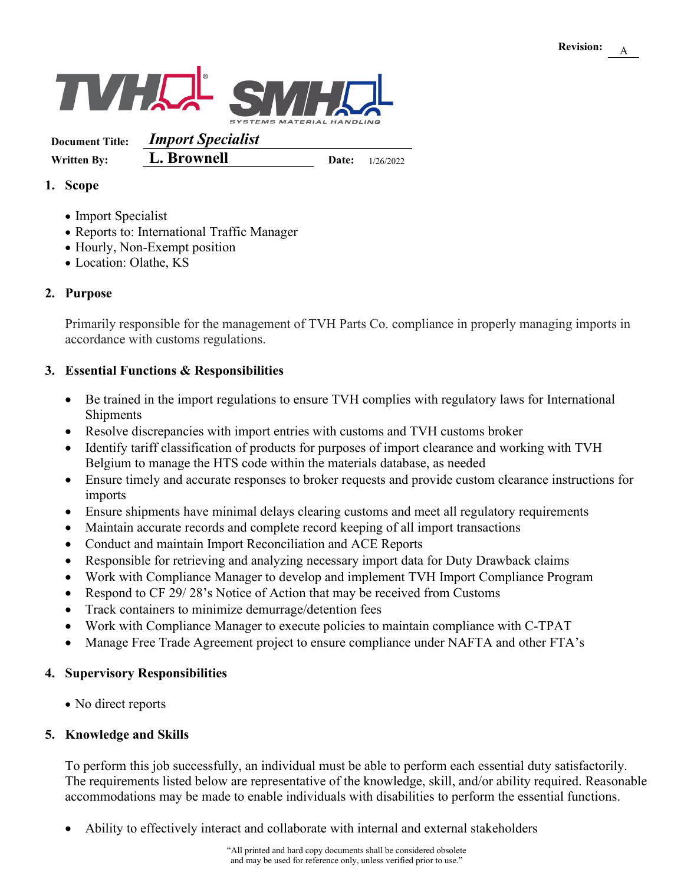Revision: A

TVH SMH SYSTEMS MATERIAL HANDLING

**Document Title:** ***Import Specialist***

**Written By:** **L. Brownell** **Date:** 1/26/2022

## 1. Scope

- Import Specialist
- Reports to: International Traffic Manager
- Hourly, Non-Exempt position
- Location: Olathe, KS

## 2. Purpose

Primarily responsible for the management of TVH Parts Co. compliance in properly managing imports in accordance with customs regulations.

## 3. Essential Functions & Responsibilities

- Be trained in the import regulations to ensure TVH complies with regulatory laws for International Shipments
- Resolve discrepancies with import entries with customs and TVH customs broker
- Identify tariff classification of products for purposes of import clearance and working with TVH Belgium to manage the HTS code within the materials database, as needed
- Ensure timely and accurate responses to broker requests and provide custom clearance instructions for imports
- Ensure shipments have minimal delays clearing customs and meet all regulatory requirements
- Maintain accurate records and complete record keeping of all import transactions
- Conduct and maintain Import Reconciliation and ACE Reports
- Responsible for retrieving and analyzing necessary import data for Duty Drawback claims
- Work with Compliance Manager to develop and implement TVH Import Compliance Program
- Respond to CF 29/ 28's Notice of Action that may be received from Customs
- Track containers to minimize demurrage/detention fees
- Work with Compliance Manager to execute policies to maintain compliance with C-TPAT
- Manage Free Trade Agreement project to ensure compliance under NAFTA and other FTA's

## 4. Supervisory Responsibilities

- No direct reports

## 5. Knowledge and Skills

To perform this job successfully, an individual must be able to perform each essential duty satisfactorily. The requirements listed below are representative of the knowledge, skill, and/or ability required. Reasonable accommodations may be made to enable individuals with disabilities to perform the essential functions.

- Ability to effectively interact and collaborate with internal and external stakeholders

"All printed and hard copy documents shall be considered obsolete and may be used for reference only, unless verified prior to use."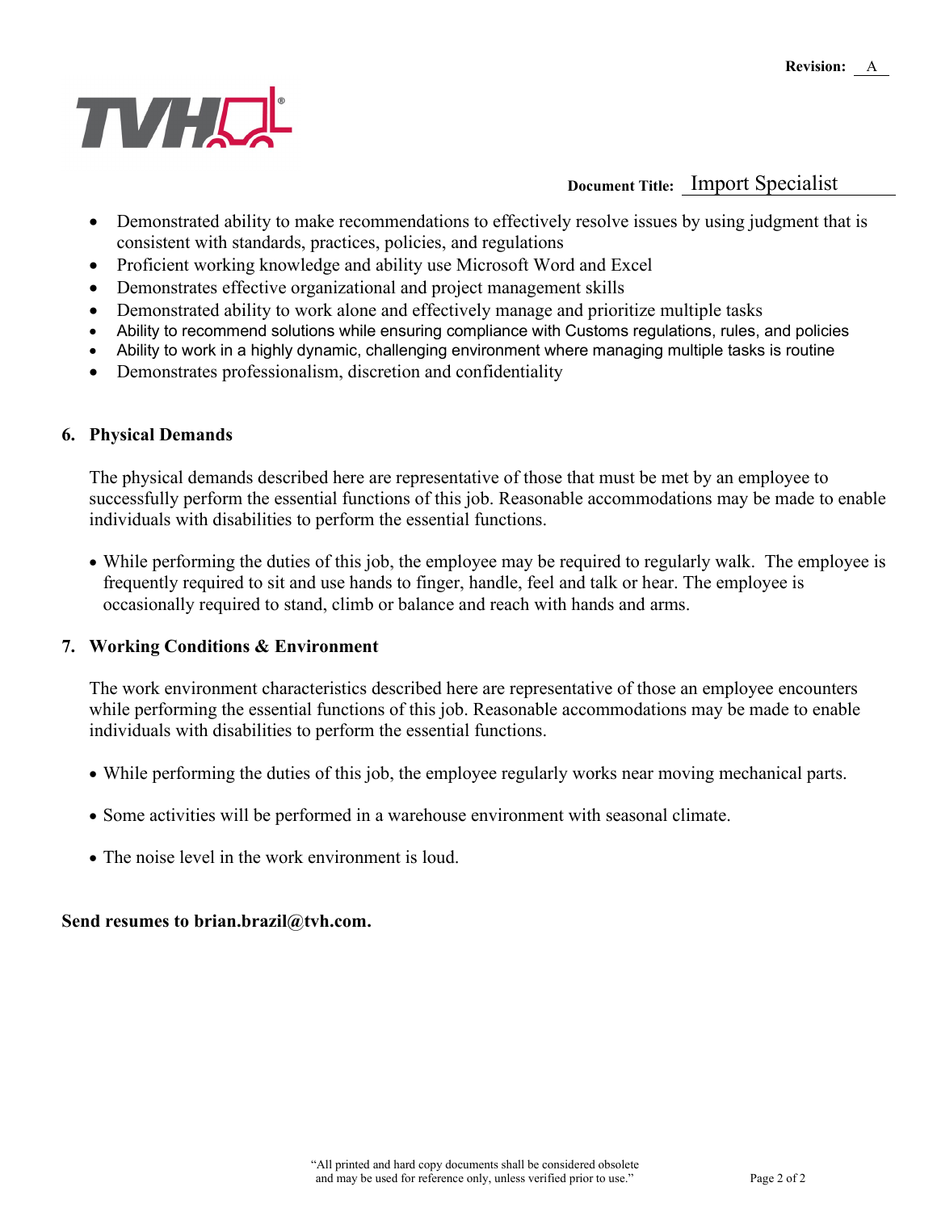- Demonstrated ability to make recommendations to effectively resolve issues by using judgment that is consistent with standards, practices, policies, and regulations
- Proficient working knowledge and ability use Microsoft Word and Excel
- Demonstrates effective organizational and project management skills
- Demonstrated ability to work alone and effectively manage and prioritize multiple tasks
- Ability to recommend solutions while ensuring compliance with Customs regulations, rules, and policies
- Ability to work in a highly dynamic, challenging environment where managing multiple tasks is routine
- Demonstrates professionalism, discretion and confidentiality

## 6. Physical Demands

The physical demands described here are representative of those that must be met by an employee to successfully perform the essential functions of this job. Reasonable accommodations may be made to enable individuals with disabilities to perform the essential functions.

- While performing the duties of this job, the employee may be required to regularly walk. The employee is frequently required to sit and use hands to finger, handle, feel and talk or hear. The employee is occasionally required to stand, climb or balance and reach with hands and arms.

## 7. Working Conditions & Environment

The work environment characteristics described here are representative of those an employee encounters while performing the essential functions of this job. Reasonable accommodations may be made to enable individuals with disabilities to perform the essential functions.

- While performing the duties of this job, the employee regularly works near moving mechanical parts.
- Some activities will be performed in a warehouse environment with seasonal climate.
- The noise level in the work environment is loud.

**Send resumes to brian.brazil@tvh.com.**